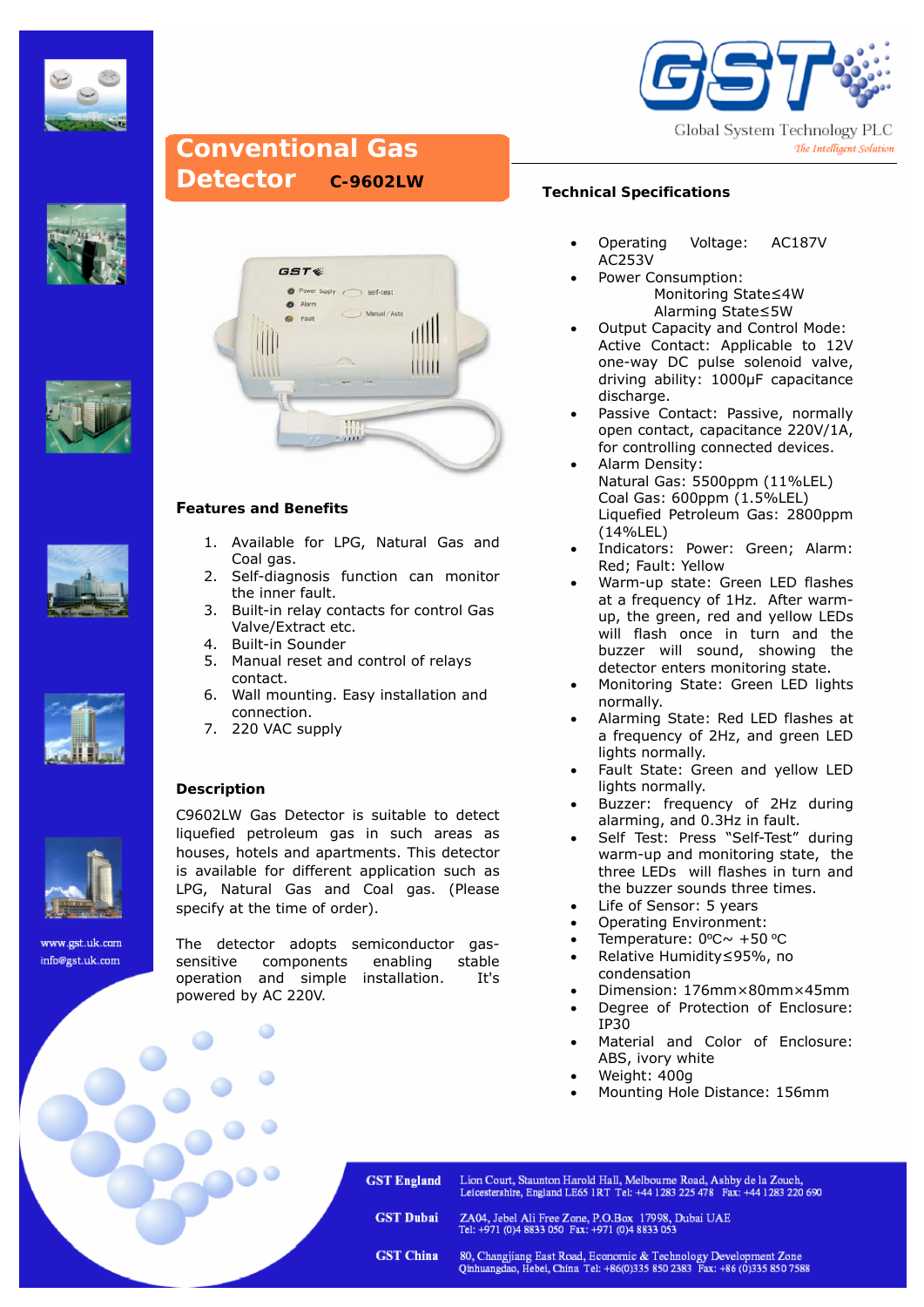# Conventional Gas Detector C-9602LW

Global System Technology PLC

*The Intelligent Solution*

### Features and Benefits

1. Available for LPG, Natural Gas and Coal gas.
2. Self-diagnosis function can monitor the inner fault.
3. Built-in relay contacts for control Gas Valve/Extract etc.
4. Built-in Sounder
5. Manual reset and control of relays contact.
6. Wall mounting. Easy installation and connection.
7. 220 VAC supply

### Description

C9602LW Gas Detector is suitable to detect liquefied petroleum gas in such areas as houses, hotels and apartments. This detector is available for different application such as LPG, Natural Gas and Coal gas. (Please specify at the time of order).

The detector adopts semiconductor gas-sensitive components enabling stable operation and simple installation. It's powered by AC 220V.

### Technical Specifications

- Operating Voltage: AC187V AC253V
- Power Consumption:
  - Monitoring State≤4W
  - Alarming State≤5W
- Output Capacity and Control Mode: Active Contact: Applicable to 12V one-way DC pulse solenoid valve, driving ability: 1000μF capacitance discharge.
- Passive Contact: Passive, normally open contact, capacitance 220V/1A, for controlling connected devices.
- Alarm Density:
  - Natural Gas: 5500ppm (11%LEL)
  - Coal Gas: 600ppm (1.5%LEL)
  - Liquefied Petroleum Gas: 2800ppm (14%LEL)
- Indicators: Power: Green; Alarm: Red; Fault: Yellow
- Warm-up state: Green LED flashes at a frequency of 1Hz. After warm-up, the green, red and yellow LEDs will flash once in turn and the buzzer will sound, showing the detector enters monitoring state.
- Monitoring State: Green LED lights normally.
- Alarming State: Red LED flashes at a frequency of 2Hz, and green LED lights normally.
- Fault State: Green and yellow LED lights normally.
- Buzzer: frequency of 2Hz during alarming, and 0.3Hz in fault.
- Self Test: Press "Self-Test" during warm-up and monitoring state, the three LEDs will flashes in turn and the buzzer sounds three times.
- Life of Sensor: 5 years
- Operating Environment:
- Temperature: 0ºC~ +50 ºC
- Relative Humidity≤95%, no condensation
- Dimension: 176mm×80mm×45mm
- Degree of Protection of Enclosure: IP30
- Material and Color of Enclosure: ABS, ivory white
- Weight: 400g
- Mounting Hole Distance: 156mm

www.gst.uk.com
info@gst.uk.com

**GST England** Lion Court, Staunton Harold Hall, Melbourne Road, Ashby de la Zouch, Leicestershire, England LE65 1RT Tel: +44 1283 225 478 Fax: +44 1283 220 690

**GST Dubai** ZA04, Jebel Ali Free Zone, P.O.Box 17998, Dubai UAE Tel: +971 (0)4 8833 050 Fax: +971 (0)4 8833 053

**GST China** 80, Changjiang East Road, Economic & Technology Development Zone Qinhuangdao, Hebei, China Tel: +86(0)335 850 2383 Fax: +86 (0)335 850 7588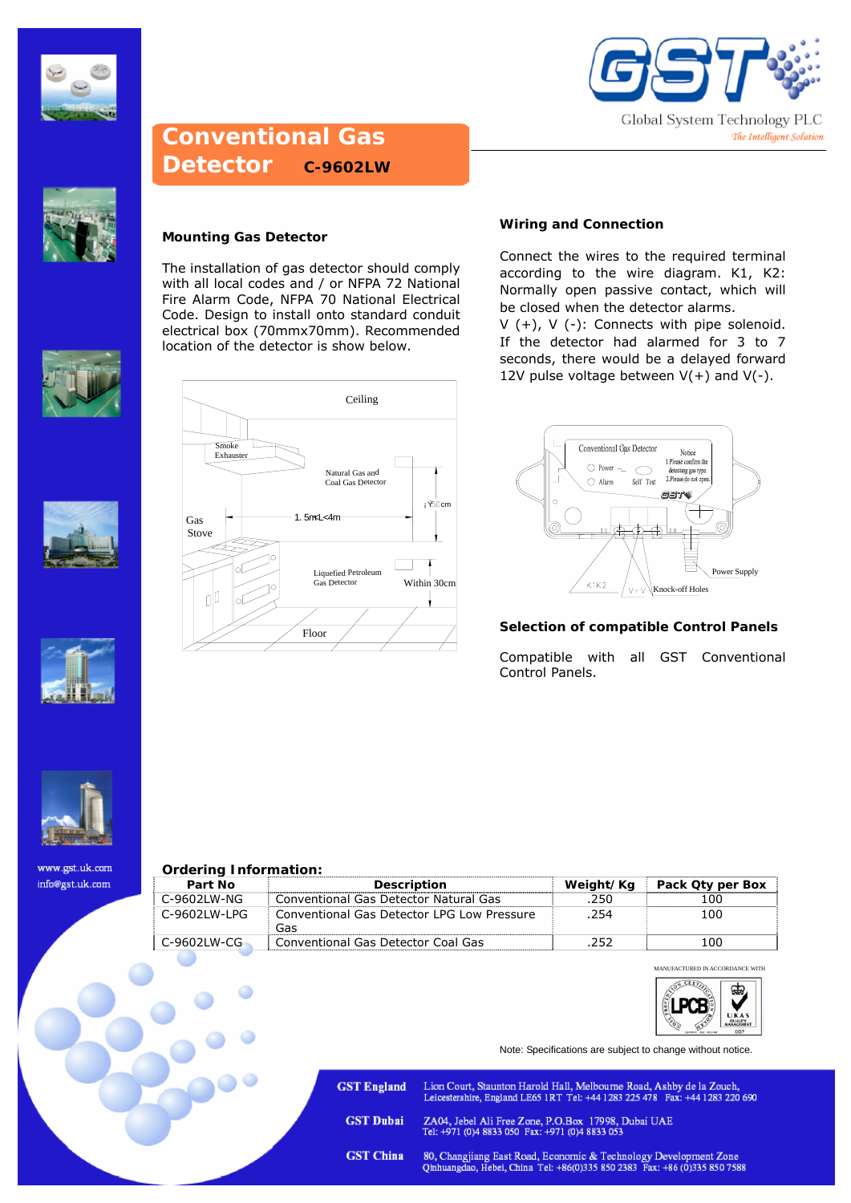Global System Technology PLC
*The Intelligent Solution*

# Conventional Gas Detector C-9602LW

## Mounting Gas Detector

The installation of gas detector should comply with all local codes and / or NFPA 72 National Fire Alarm Code, NFPA 70 National Electrical Code. Design to install onto standard conduit electrical box (70mmx70mm). Recommended location of the detector is show below.

Ceiling
Smoke Exhauster
Natural Gas and Coal Gas Detector
Gas Stove
1. 5m<L<4m
¡Ý30cm
Liquefied Petroleum Gas Detector
Within 30cm
Floor

## Wiring and Connection

Connect the wires to the required terminal according to the wire diagram. K1, K2: Normally open passive contact, which will be closed when the detector alarms.

V (+), V (-): Connects with pipe solenoid. If the detector had alarmed for 3 to 7 seconds, there would be a delayed forward 12V pulse voltage between V(+) and V(-).

Conventional Gas Detector
Power
Alarm
Self Test
Notice
1.Please confirm the detecting gas type.
2.Please do not open.
GST
K1 K2
V+ V-
Knock-off Holes
Power Supply

## Selection of compatible Control Panels

Compatible with all GST Conventional Control Panels.

www.gst.uk.com
info@gst.uk.com

## Ordering Information:

| Part No | Description | Weight/ Kg | Pack Qty per Box |
|---|---|---|---|
| C-9602LW-NG | Conventional Gas Detector Natural Gas | .250 | 100 |
| C-9602LW-LPG | Conventional Gas Detector LPG Low Pressure Gas | .254 | 100 |
| C-9602LW-CG | Conventional Gas Detector Coal Gas | .252 | 100 |

MANUFACTURED IN ACCORDANCE WITH

Note: Specifications are subject to change without notice.

**GST England** Lion Court, Staunton Harold Hall, Melbourne Road, Ashby de la Zouch, Leicestershire, England LE65 1RT Tel: +44 1283 225 478 Fax: +44 1283 220 690

**GST Dubai** ZA04, Jebel Ali Free Zone, P.O.Box 17998, Dubai UAE Tel: +971 (0)4 8833 050 Fax: +971 (0)4 8833 053

**GST China** 80, Changjiang East Road, Economic & Technology Development Zone Qinhuangdao, Hebei, China Tel: +86(0)335 850 2383 Fax: +86 (0)335 850 7588